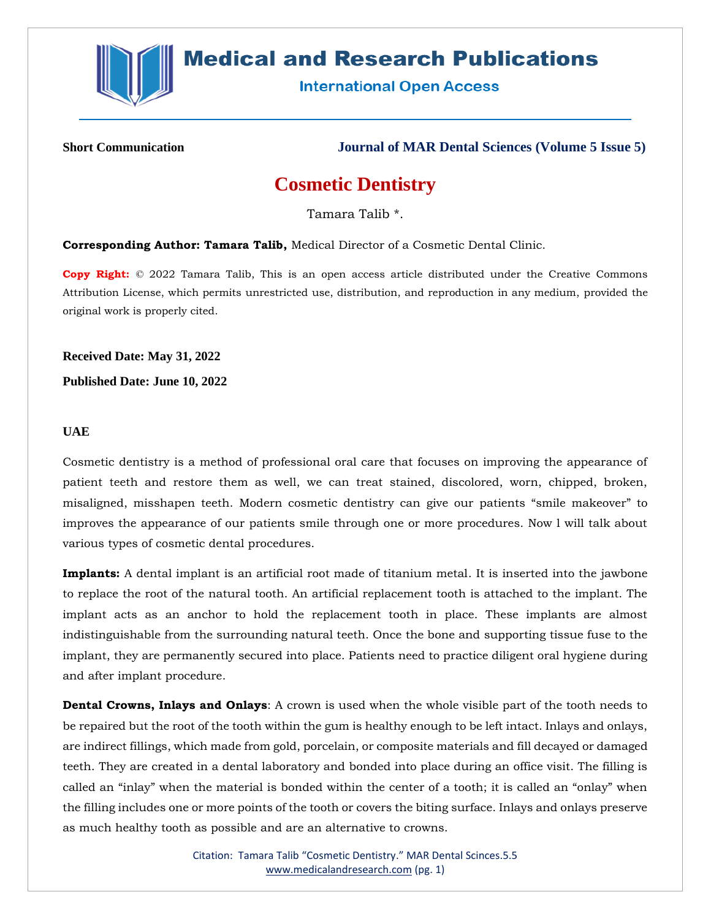**Short Communication**

**Journal of MAR Dental Sciences (Volume 5 Issue 5)**

# Cosmetic Dentistry

Tamara Talib *.

**Corresponding Author: Tamara Talib,** Medical Director of a Cosmetic Dental Clinic.

**Copy Right:** © 2022 Tamara Talib, This is an open access article distributed under the Creative Commons Attribution License, which permits unrestricted use, distribution, and reproduction in any medium, provided the original work is properly cited.

**Received Date: May 31, 2022**

**Published Date: June 10, 2022**

**UAE**

Cosmetic dentistry is a method of professional oral care that focuses on improving the appearance of patient teeth and restore them as well, we can treat stained, discolored, worn, chipped, broken, misaligned, misshapen teeth. Modern cosmetic dentistry can give our patients "smile makeover" to improves the appearance of our patients smile through one or more procedures. Now l will talk about various types of cosmetic dental procedures.

**Implants:** A dental implant is an artificial root made of titanium metal. It is inserted into the jawbone to replace the root of the natural tooth. An artificial replacement tooth is attached to the implant. The implant acts as an anchor to hold the replacement tooth in place. These implants are almost indistinguishable from the surrounding natural teeth. Once the bone and supporting tissue fuse to the implant, they are permanently secured into place. Patients need to practice diligent oral hygiene during and after implant procedure.

**Dental Crowns, Inlays and Onlays**: A crown is used when the whole visible part of the tooth needs to be repaired but the root of the tooth within the gum is healthy enough to be left intact. Inlays and onlays, are indirect fillings, which made from gold, porcelain, or composite materials and fill decayed or damaged teeth. They are created in a dental laboratory and bonded into place during an office visit. The filling is called an "inlay" when the material is bonded within the center of a tooth; it is called an "onlay" when the filling includes one or more points of the tooth or covers the biting surface. Inlays and onlays preserve as much healthy tooth as possible and are an alternative to crowns.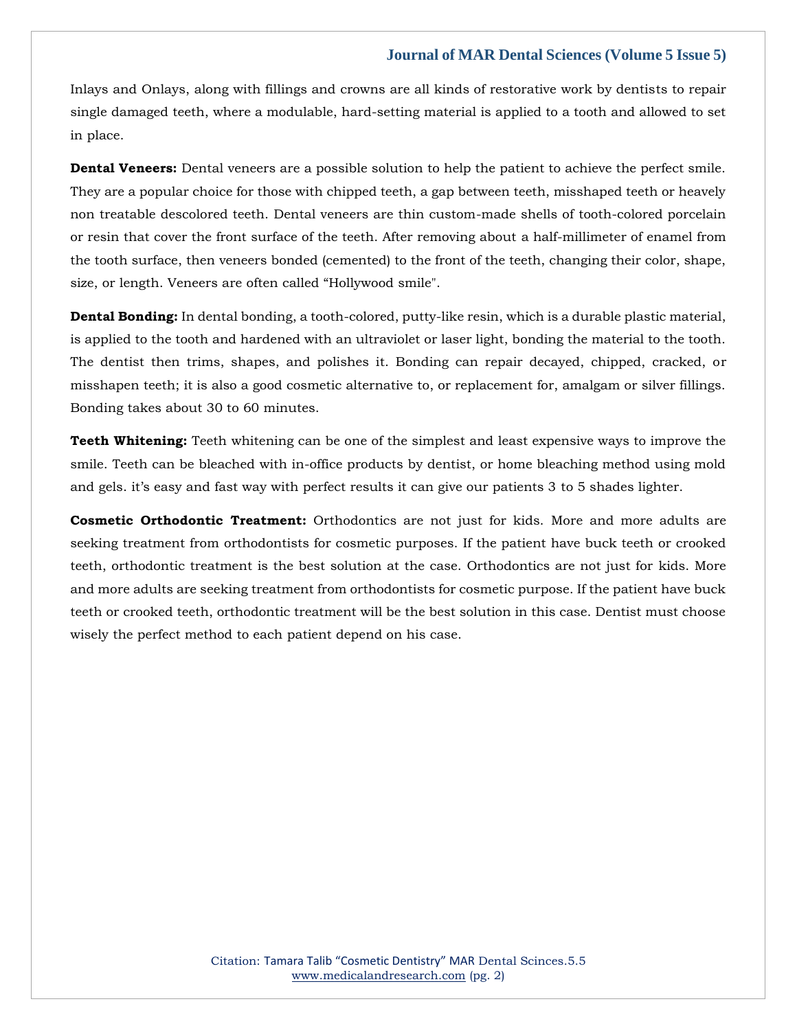Inlays and Onlays, along with fillings and crowns are all kinds of restorative work by dentists to repair single damaged teeth, where a modulable, hard-setting material is applied to a tooth and allowed to set in place.

**Dental Veneers:** Dental veneers are a possible solution to help the patient to achieve the perfect smile. They are a popular choice for those with chipped teeth, a gap between teeth, misshaped teeth or heavely non treatable descolored teeth. Dental veneers are thin custom-made shells of tooth-colored porcelain or resin that cover the front surface of the teeth. After removing about a half-millimeter of enamel from the tooth surface, then veneers bonded (cemented) to the front of the teeth, changing their color, shape, size, or length. Veneers are often called "Hollywood smile".

**Dental Bonding:** In dental bonding, a tooth-colored, putty-like resin, which is a durable plastic material, is applied to the tooth and hardened with an ultraviolet or laser light, bonding the material to the tooth. The dentist then trims, shapes, and polishes it. Bonding can repair decayed, chipped, cracked, or misshapen teeth; it is also a good cosmetic alternative to, or replacement for, amalgam or silver fillings. Bonding takes about 30 to 60 minutes.

**Teeth Whitening:** Teeth whitening can be one of the simplest and least expensive ways to improve the smile. Teeth can be bleached with in-office products by dentist, or home bleaching method using mold and gels. it's easy and fast way with perfect results it can give our patients 3 to 5 shades lighter.

**Cosmetic Orthodontic Treatment:** Orthodontics are not just for kids. More and more adults are seeking treatment from orthodontists for cosmetic purposes. If the patient have buck teeth or crooked teeth, orthodontic treatment is the best solution at the case. Orthodontics are not just for kids. More and more adults are seeking treatment from orthodontists for cosmetic purpose. If the patient have buck teeth or crooked teeth, orthodontic treatment will be the best solution in this case. Dentist must choose wisely the perfect method to each patient depend on his case.